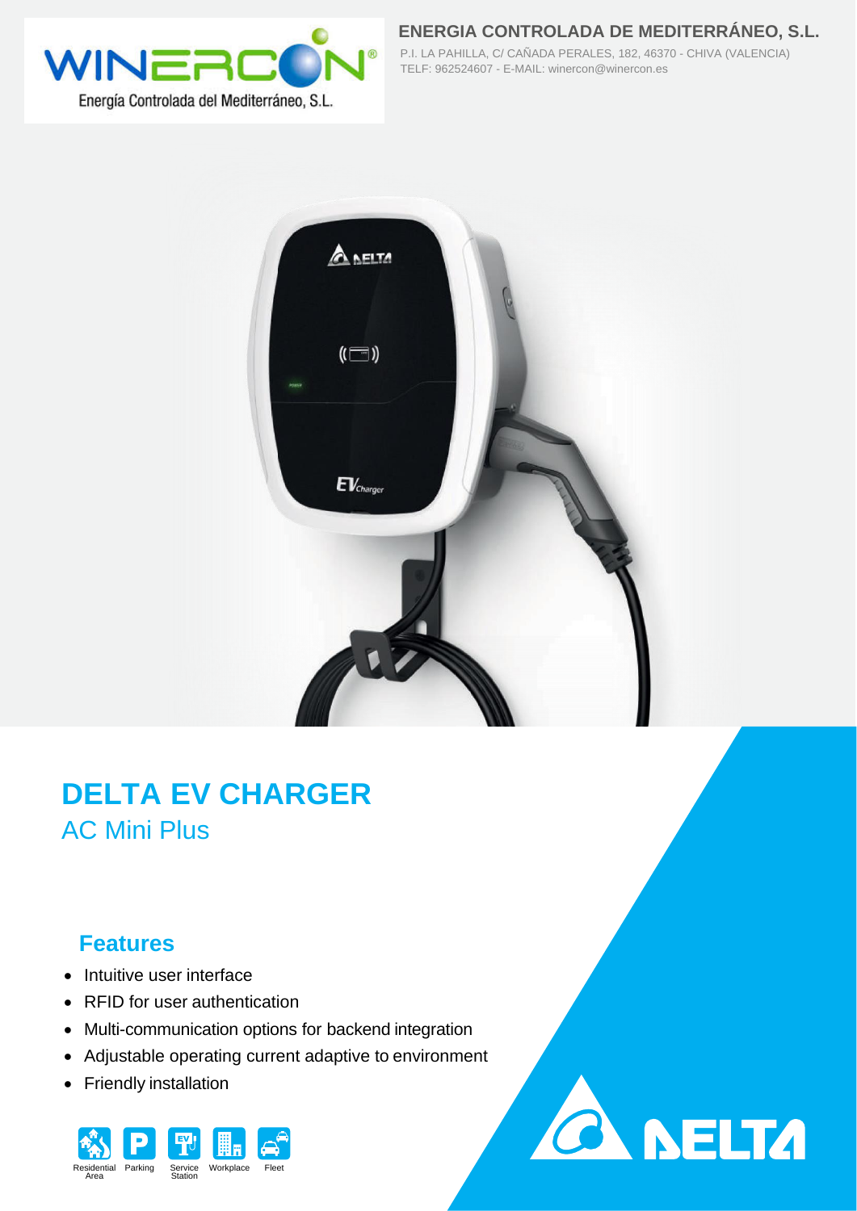**ENERGIA CONTROLADA DE MEDITERRÁNEO, S.L.**

P.I. LA PAHILLA, C/ CAÑADA PERALES, 182, 46370 - CHIVA (VALENCIA)
TELF: 962524607 - E-MAIL: winercon@winercon.es

# DELTA EV CHARGER

## AC Mini Plus

### Features

- Intuitive user interface
- RFID for user authentication
- Multi-communication options for backend integration
- Adjustable operating current adaptive to environment
- Friendly installation

Residential Area · Parking · Service Station · Workplace · Fleet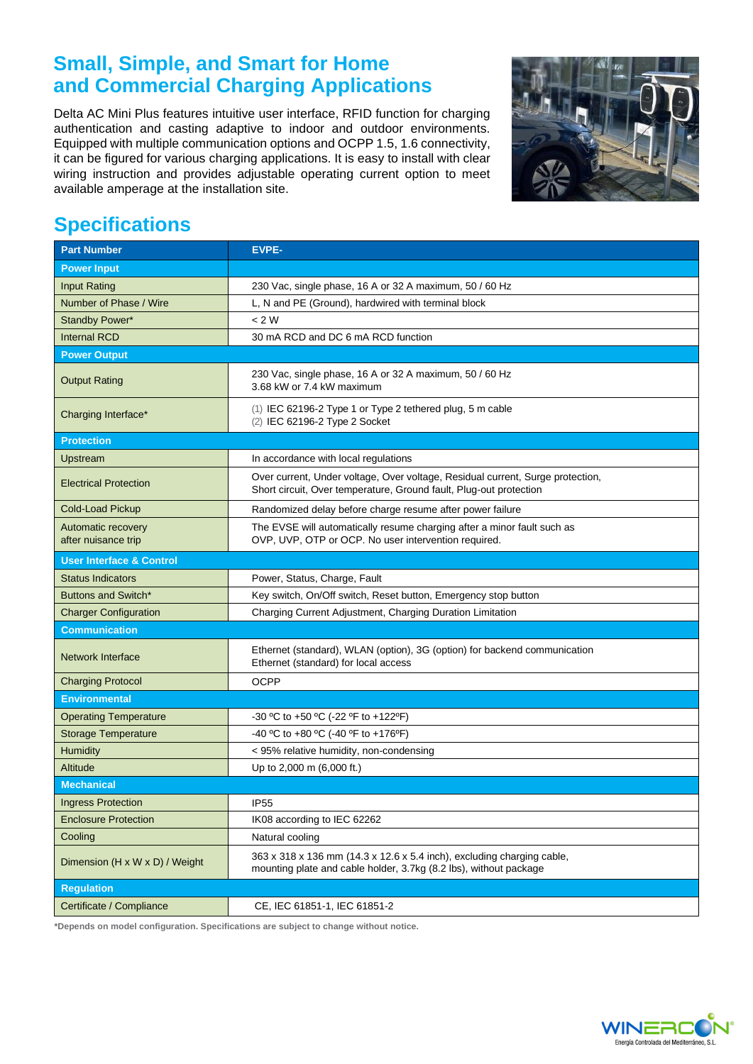## Small, Simple, and Smart for Home and Commercial Charging Applications

Delta AC Mini Plus features intuitive user interface, RFID function for charging authentication and casting adaptive to indoor and outdoor environments. Equipped with multiple communication options and OCPP 1.5, 1.6 connectivity, it can be figured for various charging applications. It is easy to install with clear wiring instruction and provides adjustable operating current option to meet available amperage at the installation site.

## Specifications

| Part Number | EVPE- |
|---|---|
| **Power Input** | |
| Input Rating | 230 Vac, single phase, 16 A or 32 A maximum, 50 / 60 Hz |
| Number of Phase / Wire | L, N and PE (Ground), hardwired with terminal block |
| Standby Power* | < 2 W |
| Internal RCD | 30 mA RCD and DC 6 mA RCD function |
| **Power Output** | |
| Output Rating | 230 Vac, single phase, 16 A or 32 A maximum, 50 / 60 Hz<br>3.68 kW or 7.4 kW maximum |
| Charging Interface* | (1) IEC 62196-2 Type 1 or Type 2 tethered plug, 5 m cable<br>(2) IEC 62196-2 Type 2 Socket |
| **Protection** | |
| Upstream | In accordance with local regulations |
| Electrical Protection | Over current, Under voltage, Over voltage, Residual current, Surge protection, Short circuit, Over temperature, Ground fault, Plug-out protection |
| Cold-Load Pickup | Randomized delay before charge resume after power failure |
| Automatic recovery after nuisance trip | The EVSE will automatically resume charging after a minor fault such as OVP, UVP, OTP or OCP. No user intervention required. |
| **User Interface & Control** | |
| Status Indicators | Power, Status, Charge, Fault |
| Buttons and Switch* | Key switch, On/Off switch, Reset button, Emergency stop button |
| Charger Configuration | Charging Current Adjustment, Charging Duration Limitation |
| **Communication** | |
| Network Interface | Ethernet (standard), WLAN (option), 3G (option) for backend communication<br>Ethernet (standard) for local access |
| Charging Protocol | OCPP |
| **Environmental** | |
| Operating Temperature | -30 ºC to +50 ºC (-22 ºF to +122ºF) |
| Storage Temperature | -40 ºC to +80 ºC (-40 ºF to +176ºF) |
| Humidity | < 95% relative humidity, non-condensing |
| Altitude | Up to 2,000 m (6,000 ft.) |
| **Mechanical** | |
| Ingress Protection | IP55 |
| Enclosure Protection | IK08 according to IEC 62262 |
| Cooling | Natural cooling |
| Dimension (H x W x D) / Weight | 363 x 318 x 136 mm (14.3 x 12.6 x 5.4 inch), excluding charging cable, mounting plate and cable holder, 3.7kg (8.2 lbs), without package |
| **Regulation** | |
| Certificate / Compliance | CE, IEC 61851-1, IEC 61851-2 |

**\*Depends on model configuration. Specifications are subject to change without notice.**

WINERCON
Energía Controlada del Mediterráneo, S.L.